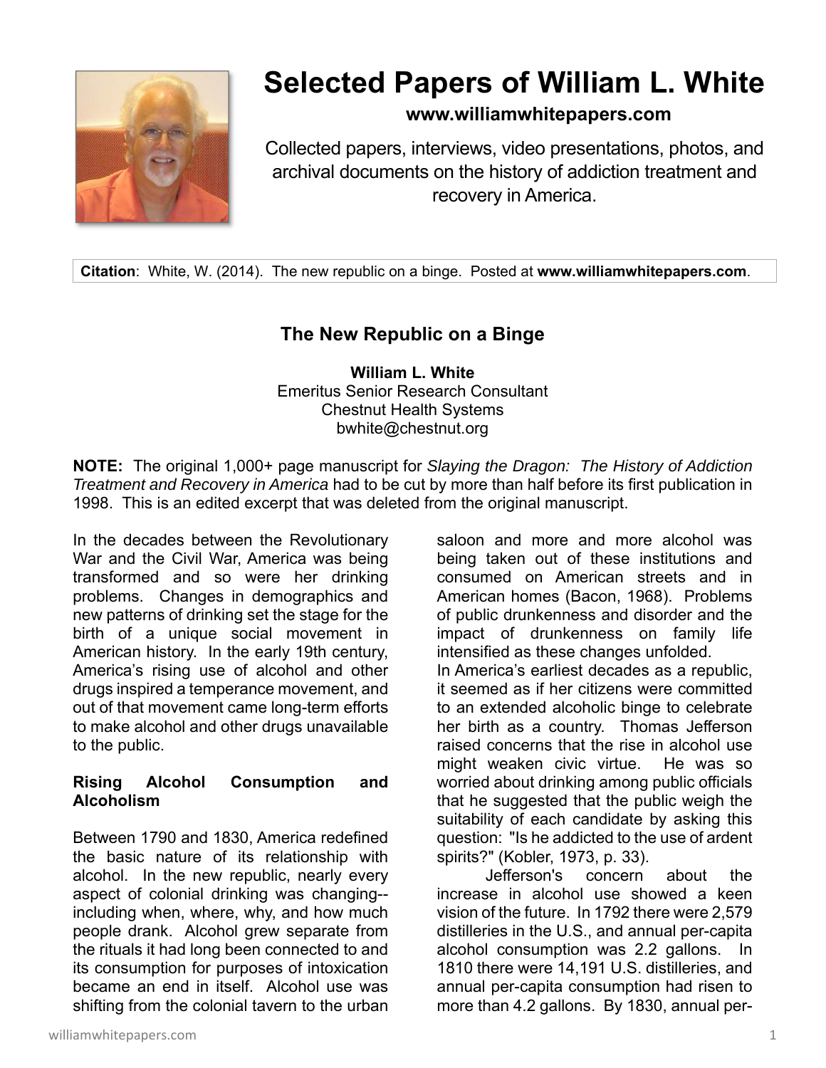# Selected Papers of William L. White

**www.williamwhitepapers.com**

Collected papers, interviews, video presentations, photos, and archival documents on the history of addiction treatment and recovery in America.

**Citation**: White, W. (2014). The new republic on a binge. Posted at **www.williamwhitepapers.com**.

## The New Republic on a Binge

**William L. White**
Emeritus Senior Research Consultant
Chestnut Health Systems
bwhite@chestnut.org

**NOTE:** The original 1,000+ page manuscript for *Slaying the Dragon: The History of Addiction Treatment and Recovery in America* had to be cut by more than half before its first publication in 1998. This is an edited excerpt that was deleted from the original manuscript.

In the decades between the Revolutionary War and the Civil War, America was being transformed and so were her drinking problems. Changes in demographics and new patterns of drinking set the stage for the birth of a unique social movement in American history. In the early 19th century, America's rising use of alcohol and other drugs inspired a temperance movement, and out of that movement came long-term efforts to make alcohol and other drugs unavailable to the public.

### Rising Alcohol Consumption and Alcoholism

Between 1790 and 1830, America redefined the basic nature of its relationship with alcohol. In the new republic, nearly every aspect of colonial drinking was changing--including when, where, why, and how much people drank. Alcohol grew separate from the rituals it had long been connected to and its consumption for purposes of intoxication became an end in itself. Alcohol use was shifting from the colonial tavern to the urban saloon and more and more alcohol was being taken out of these institutions and consumed on American streets and in American homes (Bacon, 1968). Problems of public drunkenness and disorder and the impact of drunkenness on family life intensified as these changes unfolded.

In America's earliest decades as a republic, it seemed as if her citizens were committed to an extended alcoholic binge to celebrate her birth as a country. Thomas Jefferson raised concerns that the rise in alcohol use might weaken civic virtue. He was so worried about drinking among public officials that he suggested that the public weigh the suitability of each candidate by asking this question: "Is he addicted to the use of ardent spirits?" (Kobler, 1973, p. 33).

Jefferson's concern about the increase in alcohol use showed a keen vision of the future. In 1792 there were 2,579 distilleries in the U.S., and annual per-capita alcohol consumption was 2.2 gallons. In 1810 there were 14,191 U.S. distilleries, and annual per-capita consumption had risen to more than 4.2 gallons. By 1830, annual per-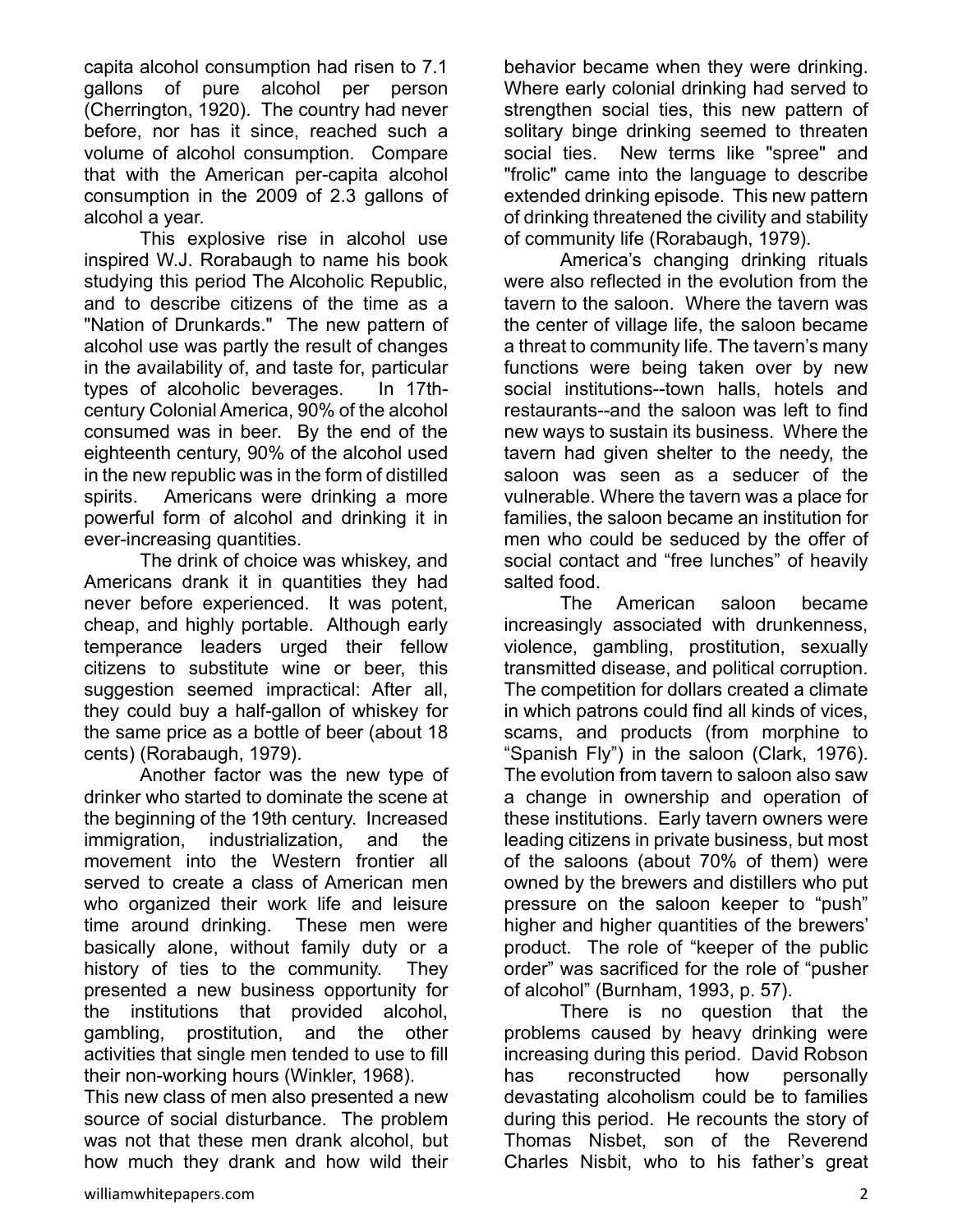capita alcohol consumption had risen to 7.1 gallons of pure alcohol per person (Cherrington, 1920). The country had never before, nor has it since, reached such a volume of alcohol consumption. Compare that with the American per-capita alcohol consumption in the 2009 of 2.3 gallons of alcohol a year.

This explosive rise in alcohol use inspired W.J. Rorabaugh to name his book studying this period The Alcoholic Republic, and to describe citizens of the time as a "Nation of Drunkards." The new pattern of alcohol use was partly the result of changes in the availability of, and taste for, particular types of alcoholic beverages. In 17th-century Colonial America, 90% of the alcohol consumed was in beer. By the end of the eighteenth century, 90% of the alcohol used in the new republic was in the form of distilled spirits. Americans were drinking a more powerful form of alcohol and drinking it in ever-increasing quantities.

The drink of choice was whiskey, and Americans drank it in quantities they had never before experienced. It was potent, cheap, and highly portable. Although early temperance leaders urged their fellow citizens to substitute wine or beer, this suggestion seemed impractical: After all, they could buy a half-gallon of whiskey for the same price as a bottle of beer (about 18 cents) (Rorabaugh, 1979).

Another factor was the new type of drinker who started to dominate the scene at the beginning of the 19th century. Increased immigration, industrialization, and the movement into the Western frontier all served to create a class of American men who organized their work life and leisure time around drinking. These men were basically alone, without family duty or a history of ties to the community. They presented a new business opportunity for the institutions that provided alcohol, gambling, prostitution, and the other activities that single men tended to use to fill their non-working hours (Winkler, 1968).

This new class of men also presented a new source of social disturbance. The problem was not that these men drank alcohol, but how much they drank and how wild their behavior became when they were drinking. Where early colonial drinking had served to strengthen social ties, this new pattern of solitary binge drinking seemed to threaten social ties. New terms like "spree" and "frolic" came into the language to describe extended drinking episode. This new pattern of drinking threatened the civility and stability of community life (Rorabaugh, 1979).

America's changing drinking rituals were also reflected in the evolution from the tavern to the saloon. Where the tavern was the center of village life, the saloon became a threat to community life. The tavern's many functions were being taken over by new social institutions--town halls, hotels and restaurants--and the saloon was left to find new ways to sustain its business. Where the tavern had given shelter to the needy, the saloon was seen as a seducer of the vulnerable. Where the tavern was a place for families, the saloon became an institution for men who could be seduced by the offer of social contact and "free lunches" of heavily salted food.

The American saloon became increasingly associated with drunkenness, violence, gambling, prostitution, sexually transmitted disease, and political corruption. The competition for dollars created a climate in which patrons could find all kinds of vices, scams, and products (from morphine to "Spanish Fly") in the saloon (Clark, 1976). The evolution from tavern to saloon also saw a change in ownership and operation of these institutions. Early tavern owners were leading citizens in private business, but most of the saloons (about 70% of them) were owned by the brewers and distillers who put pressure on the saloon keeper to "push" higher and higher quantities of the brewers' product. The role of "keeper of the public order" was sacrificed for the role of "pusher of alcohol" (Burnham, 1993, p. 57).

There is no question that the problems caused by heavy drinking were increasing during this period. David Robson has reconstructed how personally devastating alcoholism could be to families during this period. He recounts the story of Thomas Nisbet, son of the Reverend Charles Nisbit, who to his father's great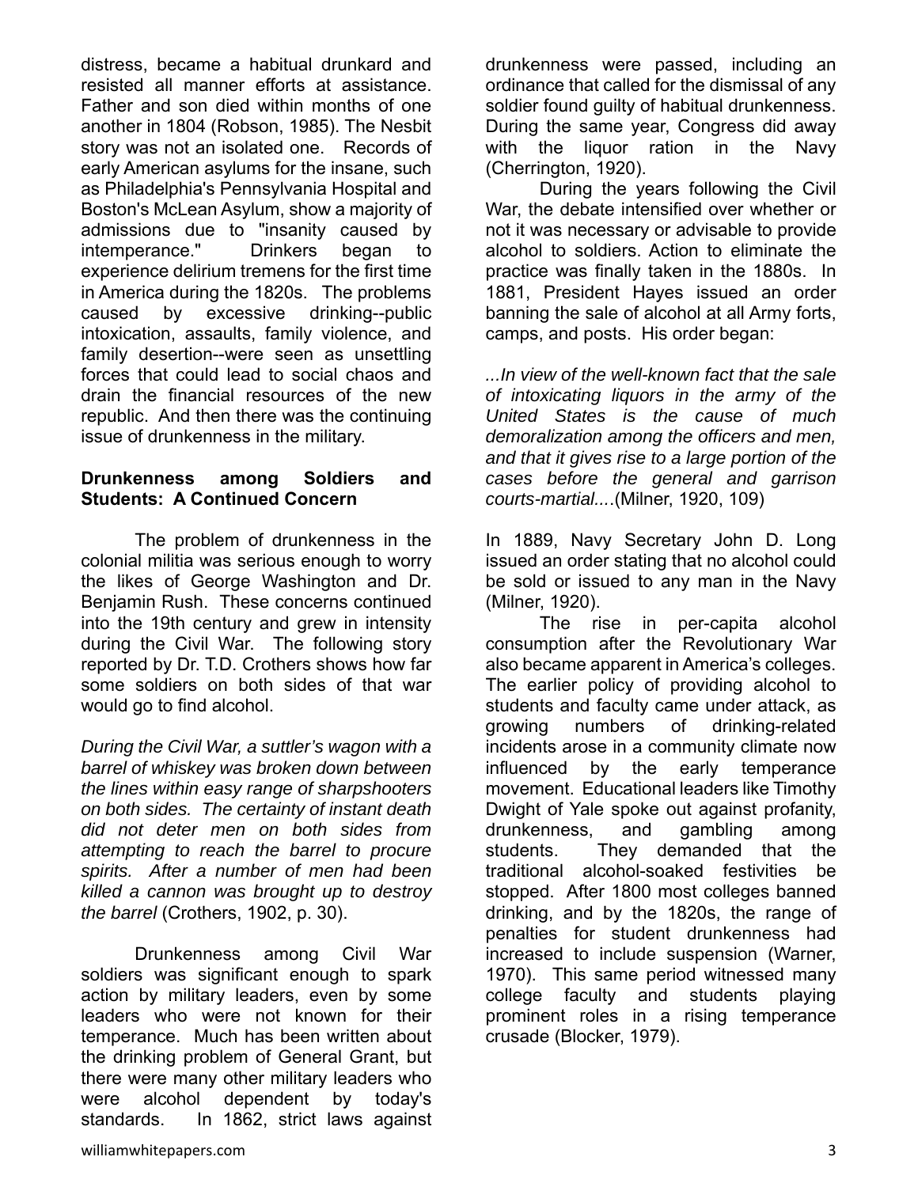distress, became a habitual drunkard and resisted all manner efforts at assistance. Father and son died within months of one another in 1804 (Robson, 1985). The Nesbit story was not an isolated one. Records of early American asylums for the insane, such as Philadelphia's Pennsylvania Hospital and Boston's McLean Asylum, show a majority of admissions due to "insanity caused by intemperance." Drinkers began to experience delirium tremens for the first time in America during the 1820s. The problems caused by excessive drinking--public intoxication, assaults, family violence, and family desertion--were seen as unsettling forces that could lead to social chaos and drain the financial resources of the new republic. And then there was the continuing issue of drunkenness in the military.

**Drunkenness among Soldiers and Students: A Continued Concern**

The problem of drunkenness in the colonial militia was serious enough to worry the likes of George Washington and Dr. Benjamin Rush. These concerns continued into the 19th century and grew in intensity during the Civil War. The following story reported by Dr. T.D. Crothers shows how far some soldiers on both sides of that war would go to find alcohol.

*During the Civil War, a suttler's wagon with a barrel of whiskey was broken down between the lines within easy range of sharpshooters on both sides. The certainty of instant death did not deter men on both sides from attempting to reach the barrel to procure spirits. After a number of men had been killed a cannon was brought up to destroy the barrel* (Crothers, 1902, p. 30).

Drunkenness among Civil War soldiers was significant enough to spark action by military leaders, even by some leaders who were not known for their temperance. Much has been written about the drinking problem of General Grant, but there were many other military leaders who were alcohol dependent by today's standards. In 1862, strict laws against drunkenness were passed, including an ordinance that called for the dismissal of any soldier found guilty of habitual drunkenness. During the same year, Congress did away with the liquor ration in the Navy (Cherrington, 1920).

During the years following the Civil War, the debate intensified over whether or not it was necessary or advisable to provide alcohol to soldiers. Action to eliminate the practice was finally taken in the 1880s. In 1881, President Hayes issued an order banning the sale of alcohol at all Army forts, camps, and posts. His order began:

*...In view of the well-known fact that the sale of intoxicating liquors in the army of the United States is the cause of much demoralization among the officers and men, and that it gives rise to a large portion of the cases before the general and garrison courts-martial....*(Milner, 1920, 109)

In 1889, Navy Secretary John D. Long issued an order stating that no alcohol could be sold or issued to any man in the Navy (Milner, 1920).

The rise in per-capita alcohol consumption after the Revolutionary War also became apparent in America's colleges. The earlier policy of providing alcohol to students and faculty came under attack, as growing numbers of drinking-related incidents arose in a community climate now influenced by the early temperance movement. Educational leaders like Timothy Dwight of Yale spoke out against profanity, drunkenness, and gambling among students. They demanded that the traditional alcohol-soaked festivities be stopped. After 1800 most colleges banned drinking, and by the 1820s, the range of penalties for student drunkenness had increased to include suspension (Warner, 1970). This same period witnessed many college faculty and students playing prominent roles in a rising temperance crusade (Blocker, 1979).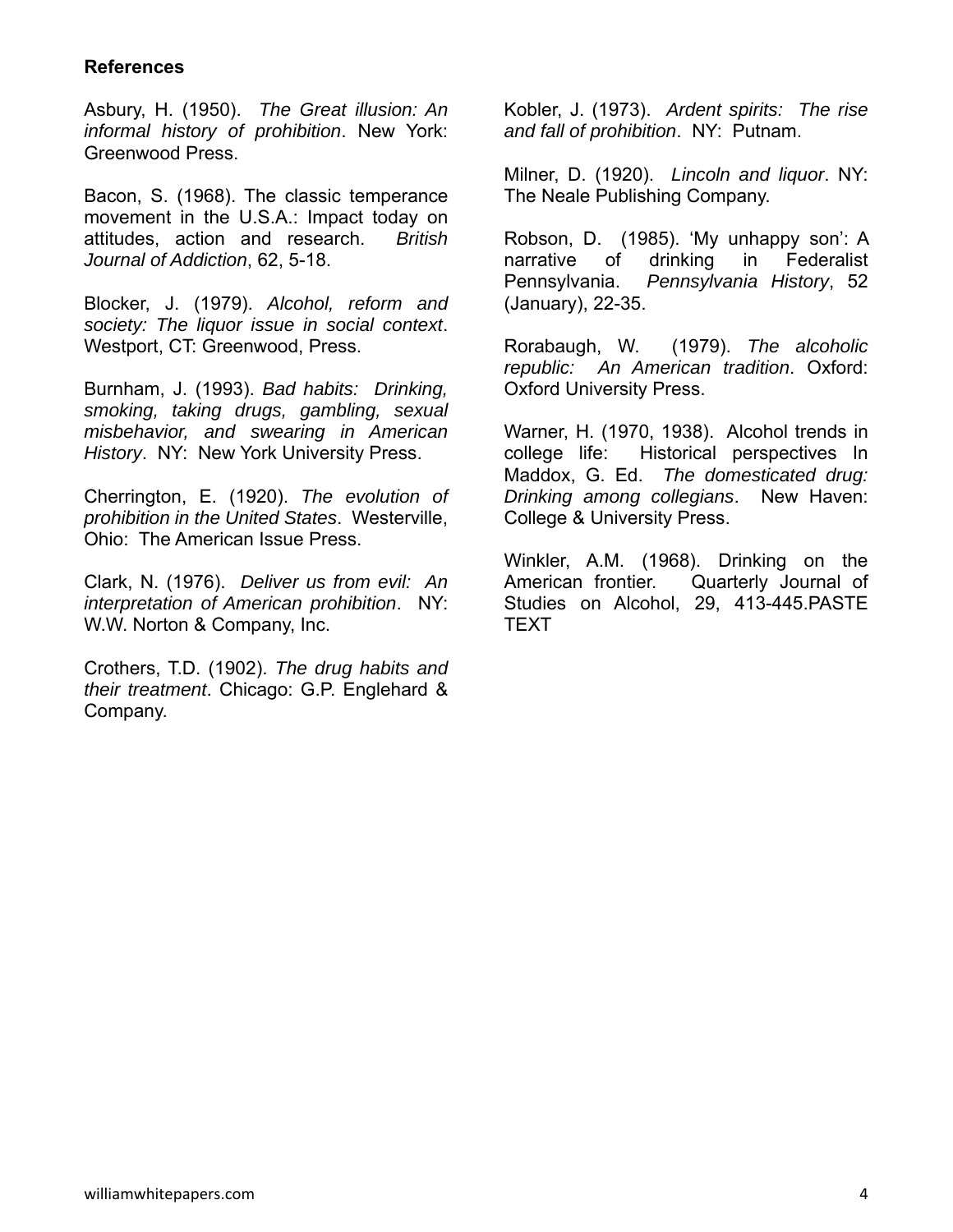**References**

Asbury, H. (1950). *The Great illusion: An informal history of prohibition*. New York: Greenwood Press.

Bacon, S. (1968). The classic temperance movement in the U.S.A.: Impact today on attitudes, action and research. *British Journal of Addiction*, 62, 5-18.

Blocker, J. (1979). *Alcohol, reform and society: The liquor issue in social context*. Westport, CT: Greenwood, Press.

Burnham, J. (1993). *Bad habits: Drinking, smoking, taking drugs, gambling, sexual misbehavior, and swearing in American History*. NY: New York University Press.

Cherrington, E. (1920). *The evolution of prohibition in the United States*. Westerville, Ohio: The American Issue Press.

Clark, N. (1976). *Deliver us from evil: An interpretation of American prohibition*. NY: W.W. Norton & Company, Inc.

Crothers, T.D. (1902). *The drug habits and their treatment*. Chicago: G.P. Englehard & Company.

Kobler, J. (1973). *Ardent spirits: The rise and fall of prohibition*. NY: Putnam.

Milner, D. (1920). *Lincoln and liquor*. NY: The Neale Publishing Company.

Robson, D. (1985). 'My unhappy son': A narrative of drinking in Federalist Pennsylvania. *Pennsylvania History*, 52 (January), 22-35.

Rorabaugh, W. (1979). *The alcoholic republic: An American tradition*. Oxford: Oxford University Press.

Warner, H. (1970, 1938). Alcohol trends in college life: Historical perspectives In Maddox, G. Ed. *The domesticated drug: Drinking among collegians*. New Haven: College & University Press.

Winkler, A.M. (1968). Drinking on the American frontier. Quarterly Journal of Studies on Alcohol, 29, 413-445.PASTE TEXT